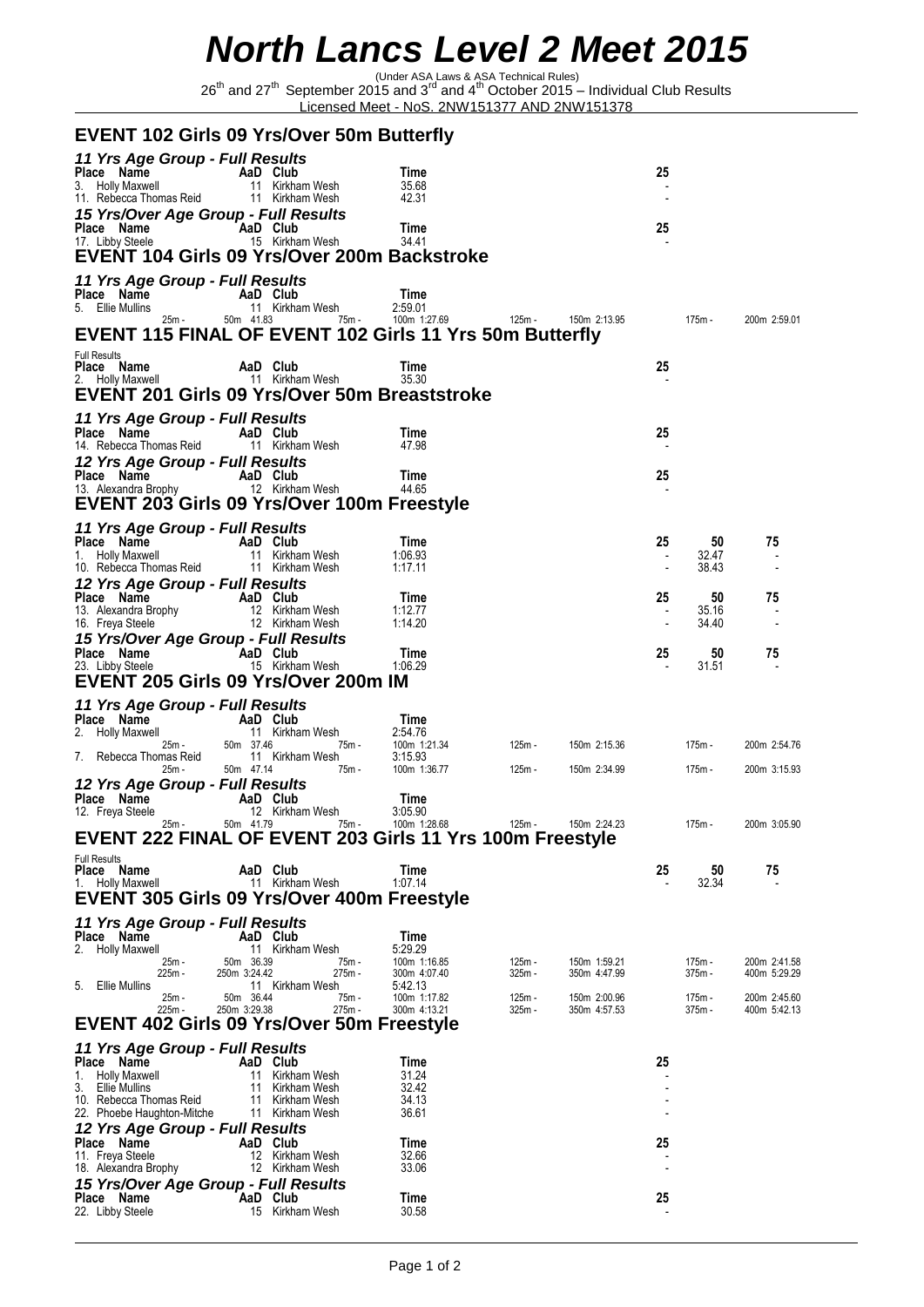# North Lancs Level 2 Meet 2015

(Under ASA Laws & ASA Technical Rules)

26th and 27th September 2015 and 3rd and 4th October 2015 – Individual Club Results

Licensed Meet - NoS. 2NW151377 AND 2NW151378

## EVENT 102 Girls 09 Yrs/Over 50m Butterfly

### 11 Yrs Age Group - Full Results

| Place | Name | AaD | Club | Time | 25 |
|---|---|---|---|---|---|
| 3. | Holly Maxwell | 11 | Kirkham Wesh | 35.68 | - |
| 11. | Rebecca Thomas Reid | 11 | Kirkham Wesh | 42.31 | - |

### 15 Yrs/Over Age Group - Full Results

| Place | Name | AaD | Club | Time | 25 |
|---|---|---|---|---|---|
| 17. | Libby Steele | 15 | Kirkham Wesh | 34.41 | - |

## EVENT 104 Girls 09 Yrs/Over 200m Backstroke

### 11 Yrs Age Group - Full Results

| Place | Name | AaD | Club | Time |
|---|---|---|---|---|
| 5. | Ellie Mullins | 11 | Kirkham Wesh | 2:59.01 |

| 25m | 50m | 75m | 100m | 125m | 150m | 175m | 200m |
|---|---|---|---|---|---|---|---|
| - | 41.83 | - | 1:27.69 | - | 2:13.95 | - | 2:59.01 |

## EVENT 115 FINAL OF EVENT 102 Girls 11 Yrs 50m Butterfly

Full Results

| Place | Name | AaD | Club | Time | 25 |
|---|---|---|---|---|---|
| 2. | Holly Maxwell | 11 | Kirkham Wesh | 35.30 | - |

## EVENT 201 Girls 09 Yrs/Over 50m Breaststroke

### 11 Yrs Age Group - Full Results

| Place | Name | AaD | Club | Time | 25 |
|---|---|---|---|---|---|
| 14. | Rebecca Thomas Reid | 11 | Kirkham Wesh | 47.98 | - |

### 12 Yrs Age Group - Full Results

| Place | Name | AaD | Club | Time | 25 |
|---|---|---|---|---|---|
| 13. | Alexandra Brophy | 12 | Kirkham Wesh | 44.65 | - |

## EVENT 203 Girls 09 Yrs/Over 100m Freestyle

### 11 Yrs Age Group - Full Results

| Place | Name | AaD | Club | Time | 25 | 50 | 75 |
|---|---|---|---|---|---|---|---|
| 1. | Holly Maxwell | 11 | Kirkham Wesh | 1:06.93 | - | 32.47 | - |
| 10. | Rebecca Thomas Reid | 11 | Kirkham Wesh | 1:17.11 | - | 38.43 | - |

### 12 Yrs Age Group - Full Results

| Place | Name | AaD | Club | Time | 25 | 50 | 75 |
|---|---|---|---|---|---|---|---|
| 13. | Alexandra Brophy | 12 | Kirkham Wesh | 1:12.77 | - | 35.16 | - |
| 16. | Freya Steele | 12 | Kirkham Wesh | 1:14.20 | - | 34.40 | - |

### 15 Yrs/Over Age Group - Full Results

| Place | Name | AaD | Club | Time | 25 | 50 | 75 |
|---|---|---|---|---|---|---|---|
| 23. | Libby Steele | 15 | Kirkham Wesh | 1:06.29 | - | 31.51 | - |

## EVENT 205 Girls 09 Yrs/Over 200m IM

### 11 Yrs Age Group - Full Results

| Place | Name | AaD | Club | Time |
|---|---|---|---|---|
| 2. | Holly Maxwell | 11 | Kirkham Wesh | 2:54.76 |
| 7. | Rebecca Thomas Reid | 11 | Kirkham Wesh | 3:15.93 |

| Name | 25m | 50m | 75m | 100m | 125m | 150m | 175m | 200m |
|---|---|---|---|---|---|---|---|---|
| Holly Maxwell | - | 37.46 | - | 1:21.34 | - | 2:15.36 | - | 2:54.76 |
| Rebecca Thomas Reid | - | 47.14 | - | 1:36.77 | - | 2:34.99 | - | 3:15.93 |

### 12 Yrs Age Group - Full Results

| Place | Name | AaD | Club | Time |
|---|---|---|---|---|
| 12. | Freya Steele | 12 | Kirkham Wesh | 3:05.90 |

| 25m | 50m | 75m | 100m | 125m | 150m | 175m | 200m |
|---|---|---|---|---|---|---|---|
| - | 41.79 | - | 1:28.68 | - | 2:24.23 | - | 3:05.90 |

## EVENT 222 FINAL OF EVENT 203 Girls 11 Yrs 100m Freestyle

Full Results

| Place | Name | AaD | Club | Time | 25 | 50 | 75 |
|---|---|---|---|---|---|---|---|
| 1. | Holly Maxwell | 11 | Kirkham Wesh | 1:07.14 | - | 32.34 | - |

## EVENT 305 Girls 09 Yrs/Over 400m Freestyle

### 11 Yrs Age Group - Full Results

| Place | Name | AaD | Club | Time |
|---|---|---|---|---|
| 2. | Holly Maxwell | 11 | Kirkham Wesh | 5:29.29 |
| 5. | Ellie Mullins | 11 | Kirkham Wesh | 5:42.13 |

| Name | 25m | 50m | 75m | 100m | 125m | 150m | 175m | 200m |
|---|---|---|---|---|---|---|---|---|
| Holly Maxwell | - | 36.39 | - | 1:16.85 | - | 1:59.21 | - | 2:41.58 |
| | 225m | 250m | 275m | 300m | 325m | 350m | 375m | 400m |
| Holly Maxwell | - | 3:24.42 | - | 4:07.40 | - | 4:47.99 | - | 5:29.29 |
| | 25m | 50m | 75m | 100m | 125m | 150m | 175m | 200m |
| Ellie Mullins | - | 36.44 | - | 1:17.82 | - | 2:00.96 | - | 2:45.60 |
| | 225m | 250m | 275m | 300m | 325m | 350m | 375m | 400m |
| Ellie Mullins | - | 3:29.38 | - | 4:13.21 | - | 4:57.53 | - | 5:42.13 |

## EVENT 402 Girls 09 Yrs/Over 50m Freestyle

### 11 Yrs Age Group - Full Results

| Place | Name | AaD | Club | Time | 25 |
|---|---|---|---|---|---|
| 1. | Holly Maxwell | 11 | Kirkham Wesh | 31.24 | - |
| 3. | Ellie Mullins | 11 | Kirkham Wesh | 32.42 | - |
| 10. | Rebecca Thomas Reid | 11 | Kirkham Wesh | 34.13 | - |
| 22. | Phoebe Haughton-Mitche | 11 | Kirkham Wesh | 36.61 | - |

### 12 Yrs Age Group - Full Results

| Place | Name | AaD | Club | Time | 25 |
|---|---|---|---|---|---|
| 11. | Freya Steele | 12 | Kirkham Wesh | 32.66 | - |
| 18. | Alexandra Brophy | 12 | Kirkham Wesh | 33.06 | - |

### 15 Yrs/Over Age Group - Full Results

| Place | Name | AaD | Club | Time | 25 |
|---|---|---|---|---|---|
| 22. | Libby Steele | 15 | Kirkham Wesh | 30.58 | - |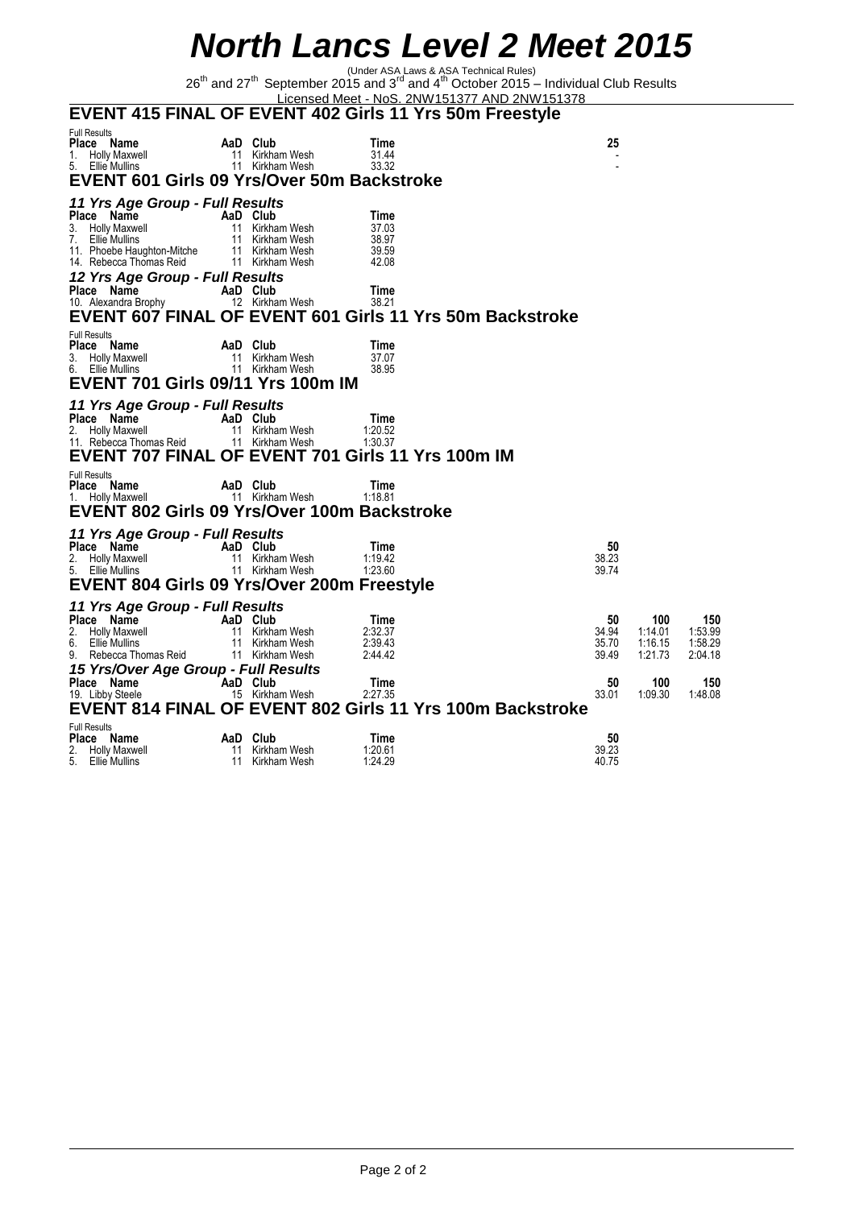# North Lancs Level 2 Meet 2015

(Under ASA Laws & ASA Technical Rules)

26th and 27th September 2015 and 3rd and 4th October 2015 – Individual Club Results

Licensed Meet - NoS. 2NW151377 AND 2NW151378

## EVENT 415 FINAL OF EVENT 402 Girls 11 Yrs 50m Freestyle

Full Results

| Place | Name | AaD | Club | Time | 25 |
|---|---|---|---|---|---|
| 1. | Holly Maxwell | 11 | Kirkham Wesh | 31.44 | - |
| 5. | Ellie Mullins | 11 | Kirkham Wesh | 33.32 | - |

## EVENT 601 Girls 09 Yrs/Over 50m Backstroke

### *11 Yrs Age Group - Full Results*

| Place | Name | AaD | Club | Time |
|---|---|---|---|---|
| 3. | Holly Maxwell | 11 | Kirkham Wesh | 37.03 |
| 7. | Ellie Mullins | 11 | Kirkham Wesh | 38.97 |
| 11. | Phoebe Haughton-Mitche | 11 | Kirkham Wesh | 39.59 |
| 14. | Rebecca Thomas Reid | 11 | Kirkham Wesh | 42.08 |

### *12 Yrs Age Group - Full Results*

| Place | Name | AaD | Club | Time |
|---|---|---|---|---|
| 10. | Alexandra Brophy | 12 | Kirkham Wesh | 38.21 |

## EVENT 607 FINAL OF EVENT 601 Girls 11 Yrs 50m Backstroke

Full Results

| Place | Name | AaD | Club | Time |
|---|---|---|---|---|
| 3. | Holly Maxwell | 11 | Kirkham Wesh | 37.07 |
| 6. | Ellie Mullins | 11 | Kirkham Wesh | 38.95 |

## EVENT 701 Girls 09/11 Yrs 100m IM

### *11 Yrs Age Group - Full Results*

| Place | Name | AaD | Club | Time |
|---|---|---|---|---|
| 2. | Holly Maxwell | 11 | Kirkham Wesh | 1:20.52 |
| 11. | Rebecca Thomas Reid | 11 | Kirkham Wesh | 1:30.37 |

## EVENT 707 FINAL OF EVENT 701 Girls 11 Yrs 100m IM

Full Results

| Place | Name | AaD | Club | Time |
|---|---|---|---|---|
| 1. | Holly Maxwell | 11 | Kirkham Wesh | 1:18.81 |

## EVENT 802 Girls 09 Yrs/Over 100m Backstroke

### *11 Yrs Age Group - Full Results*

| Place | Name | AaD | Club | Time | 50 |
|---|---|---|---|---|---|
| 2. | Holly Maxwell | 11 | Kirkham Wesh | 1:19.42 | 38.23 |
| 5. | Ellie Mullins | 11 | Kirkham Wesh | 1:23.60 | 39.74 |

## EVENT 804 Girls 09 Yrs/Over 200m Freestyle

### *11 Yrs Age Group - Full Results*

| Place | Name | AaD | Club | Time | 50 | 100 | 150 |
|---|---|---|---|---|---|---|---|
| 2. | Holly Maxwell | 11 | Kirkham Wesh | 2:32.37 | 34.94 | 1:14.01 | 1:53.99 |
| 6. | Ellie Mullins | 11 | Kirkham Wesh | 2:39.43 | 35.70 | 1:16.15 | 1:58.29 |
| 9. | Rebecca Thomas Reid | 11 | Kirkham Wesh | 2:44.42 | 39.49 | 1:21.73 | 2:04.18 |

### *15 Yrs/Over Age Group - Full Results*

| Place | Name | AaD | Club | Time | 50 | 100 | 150 |
|---|---|---|---|---|---|---|---|
| 19. | Libby Steele | 15 | Kirkham Wesh | 2:27.35 | 33.01 | 1:09.30 | 1:48.08 |

## EVENT 814 FINAL OF EVENT 802 Girls 11 Yrs 100m Backstroke

Full Results

| Place | Name | AaD | Club | Time | 50 |
|---|---|---|---|---|---|
| 2. | Holly Maxwell | 11 | Kirkham Wesh | 1:20.61 | 39.23 |
| 5. | Ellie Mullins | 11 | Kirkham Wesh | 1:24.29 | 40.75 |